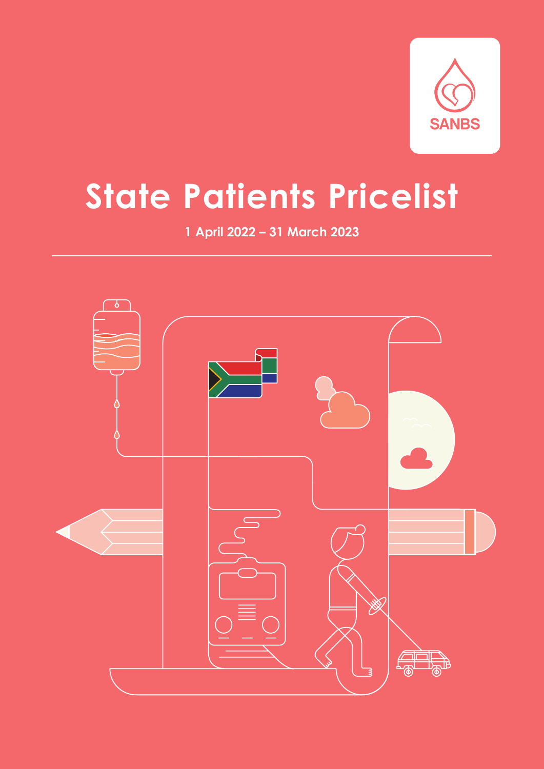SANBS

# State Patients Pricelist

**1 April 2022 – 31 March 2023**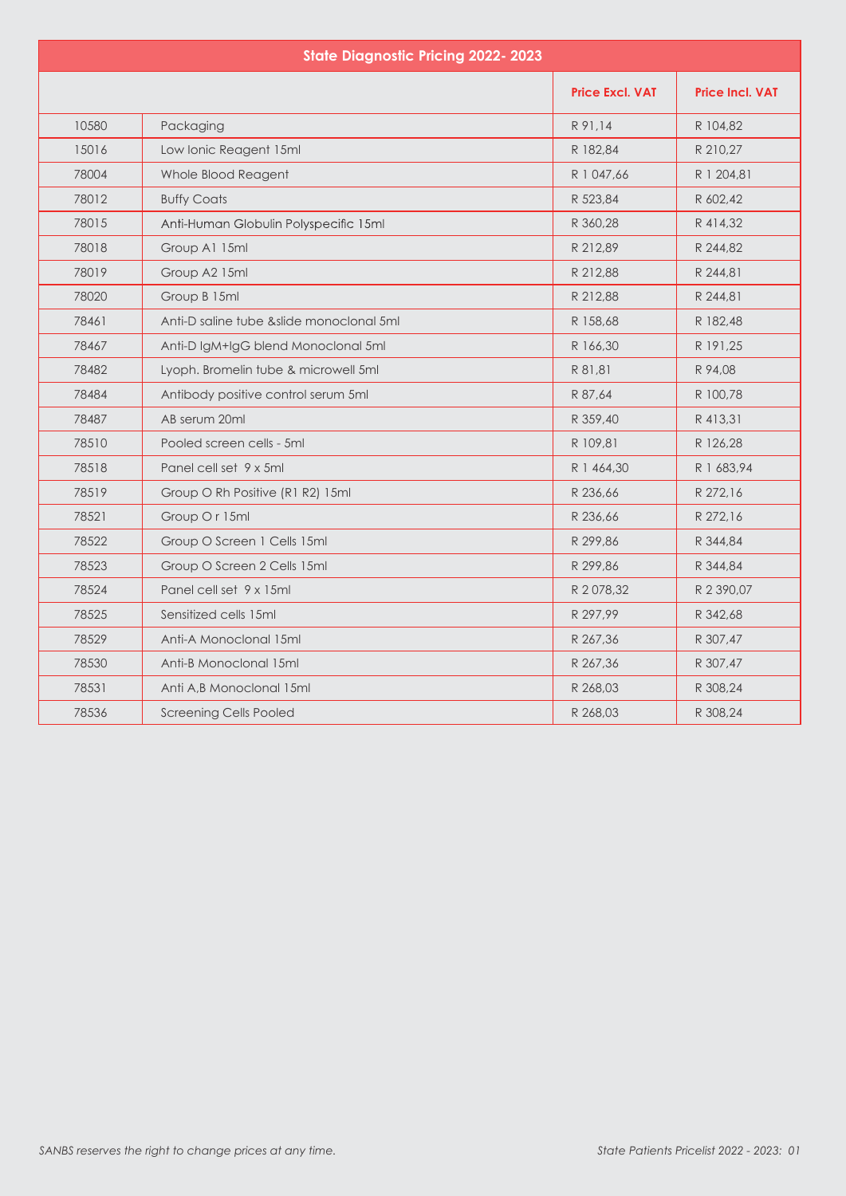| State Diagnostic Pricing 2022- 2023 | | | |
|---|---|---|---|
| | | **Price Excl. VAT** | **Price Incl. VAT** |
| 10580 | Packaging | R 91,14 | R 104,82 |
| 15016 | Low Ionic Reagent 15ml | R 182,84 | R 210,27 |
| 78004 | Whole Blood Reagent | R 1 047,66 | R 1 204,81 |
| 78012 | Buffy Coats | R 523,84 | R 602,42 |
| 78015 | Anti-Human Globulin Polyspecific 15ml | R 360,28 | R 414,32 |
| 78018 | Group A1 15ml | R 212,89 | R 244,82 |
| 78019 | Group A2 15ml | R 212,88 | R 244,81 |
| 78020 | Group B 15ml | R 212,88 | R 244,81 |
| 78461 | Anti-D saline tube &slide monoclonal 5ml | R 158,68 | R 182,48 |
| 78467 | Anti-D IgM+IgG blend Monoclonal 5ml | R 166,30 | R 191,25 |
| 78482 | Lyoph. Bromelin tube & microwell 5ml | R 81,81 | R 94,08 |
| 78484 | Antibody positive control serum 5ml | R 87,64 | R 100,78 |
| 78487 | AB serum 20ml | R 359,40 | R 413,31 |
| 78510 | Pooled screen cells - 5ml | R 109,81 | R 126,28 |
| 78518 | Panel cell set 9 x 5ml | R 1 464,30 | R 1 683,94 |
| 78519 | Group O Rh Positive (R1 R2) 15ml | R 236,66 | R 272,16 |
| 78521 | Group O r 15ml | R 236,66 | R 272,16 |
| 78522 | Group O Screen 1 Cells 15ml | R 299,86 | R 344,84 |
| 78523 | Group O Screen 2 Cells 15ml | R 299,86 | R 344,84 |
| 78524 | Panel cell set 9 x 15ml | R 2 078,32 | R 2 390,07 |
| 78525 | Sensitized cells 15ml | R 297,99 | R 342,68 |
| 78529 | Anti-A Monoclonal 15ml | R 267,36 | R 307,47 |
| 78530 | Anti-B Monoclonal 15ml | R 267,36 | R 307,47 |
| 78531 | Anti A,B Monoclonal 15ml | R 268,03 | R 308,24 |
| 78536 | Screening Cells Pooled | R 268,03 | R 308,24 |

*SANBS reserves the right to change prices at any time.*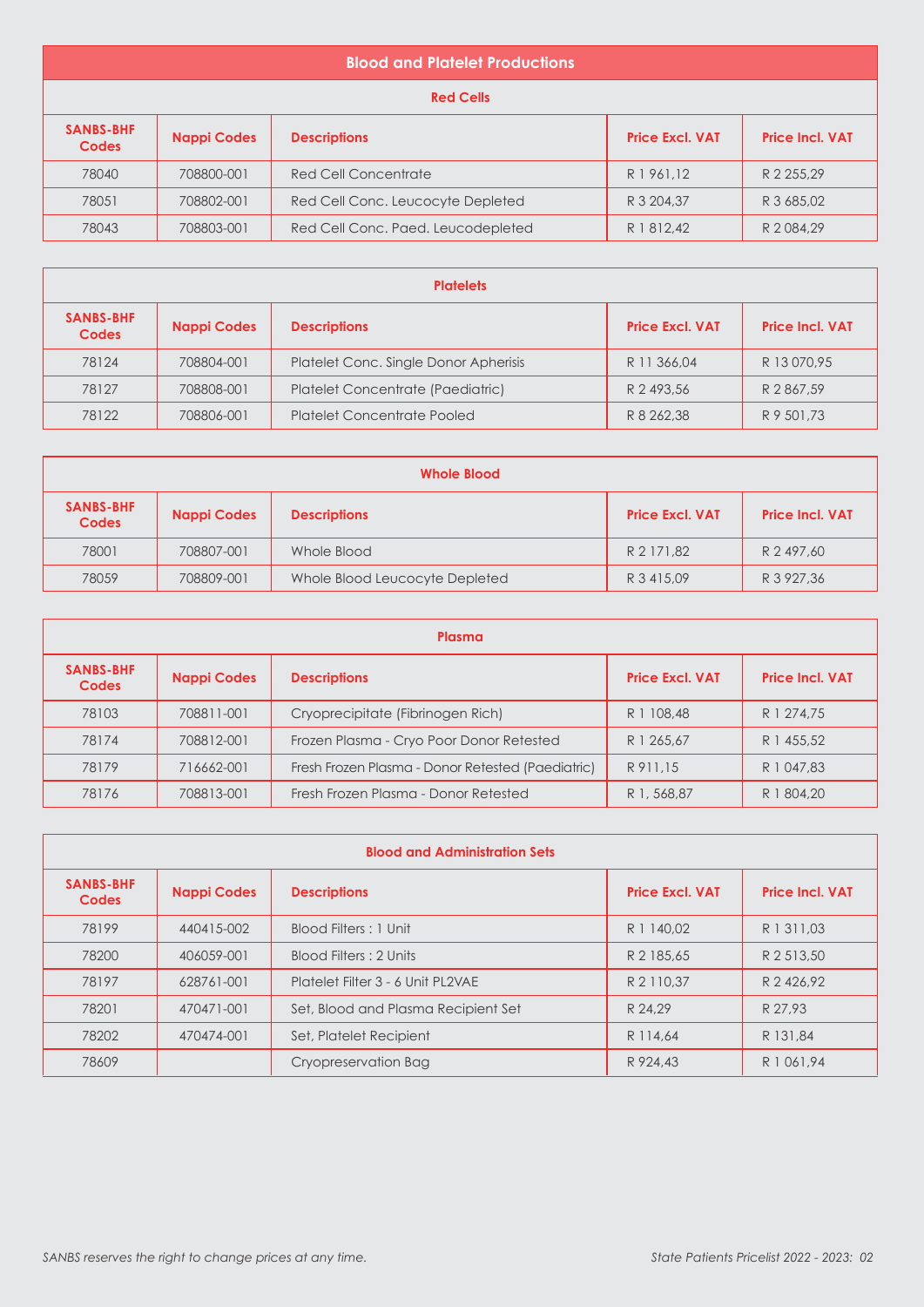## Blood and Platelet Productions

### Red Cells

| SANBS-BHF Codes | Nappi Codes | Descriptions | Price Excl. VAT | Price Incl. VAT |
|---|---|---|---|---|
| 78040 | 708800-001 | Red Cell Concentrate | R 1 961,12 | R 2 255,29 |
| 78051 | 708802-001 | Red Cell Conc. Leucocyte Depleted | R 3 204,37 | R 3 685,02 |
| 78043 | 708803-001 | Red Cell Conc. Paed. Leucodepleted | R 1 812,42 | R 2 084,29 |

### Platelets

| SANBS-BHF Codes | Nappi Codes | Descriptions | Price Excl. VAT | Price Incl. VAT |
|---|---|---|---|---|
| 78124 | 708804-001 | Platelet Conc. Single Donor Apherisis | R 11 366,04 | R 13 070,95 |
| 78127 | 708808-001 | Platelet Concentrate (Paediatric) | R 2 493,56 | R 2 867,59 |
| 78122 | 708806-001 | Platelet Concentrate Pooled | R 8 262,38 | R 9 501,73 |

### Whole Blood

| SANBS-BHF Codes | Nappi Codes | Descriptions | Price Excl. VAT | Price Incl. VAT |
|---|---|---|---|---|
| 78001 | 708807-001 | Whole Blood | R 2 171,82 | R 2 497,60 |
| 78059 | 708809-001 | Whole Blood Leucocyte Depleted | R 3 415,09 | R 3 927,36 |

### Plasma

| SANBS-BHF Codes | Nappi Codes | Descriptions | Price Excl. VAT | Price Incl. VAT |
|---|---|---|---|---|
| 78103 | 708811-001 | Cryoprecipitate (Fibrinogen Rich) | R 1 108,48 | R 1 274,75 |
| 78174 | 708812-001 | Frozen Plasma - Cryo Poor Donor Retested | R 1 265,67 | R 1 455,52 |
| 78179 | 716662-001 | Fresh Frozen Plasma - Donor Retested (Paediatric) | R 911,15 | R 1 047,83 |
| 78176 | 708813-001 | Fresh Frozen Plasma - Donor Retested | R 1, 568,87 | R 1 804,20 |

### Blood and Administration Sets

| SANBS-BHF Codes | Nappi Codes | Descriptions | Price Excl. VAT | Price Incl. VAT |
|---|---|---|---|---|
| 78199 | 440415-002 | Blood Filters : 1 Unit | R 1 140,02 | R 1 311,03 |
| 78200 | 406059-001 | Blood Filters : 2 Units | R 2 185,65 | R 2 513,50 |
| 78197 | 628761-001 | Platelet Filter 3 - 6 Unit PL2VAE | R 2 110,37 | R 2 426,92 |
| 78201 | 470471-001 | Set, Blood and Plasma Recipient Set | R 24,29 | R 27,93 |
| 78202 | 470474-001 | Set, Platelet Recipient | R 114,64 | R 131,84 |
| 78609 | | Cryopreservation Bag | R 924,43 | R 1 061,94 |

*SANBS reserves the right to change prices at any time.*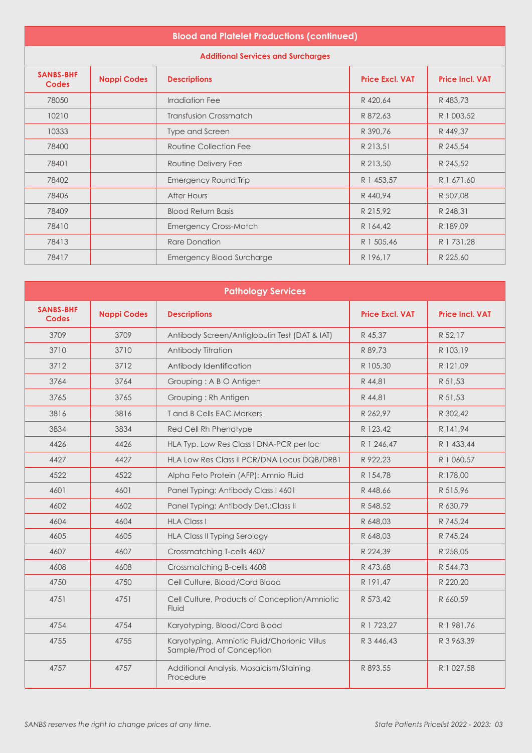## Blood and Platelet Productions (continued)

### Additional Services and Surcharges

| SANBS-BHF Codes | Nappi Codes | Descriptions | Price Excl. VAT | Price Incl. VAT |
|---|---|---|---|---|
| 78050 | | Irradiation Fee | R 420,64 | R 483,73 |
| 10210 | | Transfusion Crossmatch | R 872,63 | R 1 003,52 |
| 10333 | | Type and Screen | R 390,76 | R 449,37 |
| 78400 | | Routine Collection Fee | R 213,51 | R 245,54 |
| 78401 | | Routine Delivery Fee | R 213,50 | R 245,52 |
| 78402 | | Emergency Round Trip | R 1 453,57 | R 1 671,60 |
| 78406 | | After Hours | R 440,94 | R 507,08 |
| 78409 | | Blood Return Basis | R 215,92 | R 248,31 |
| 78410 | | Emergency Cross-Match | R 164,42 | R 189,09 |
| 78413 | | Rare Donation | R 1 505,46 | R 1 731,28 |
| 78417 | | Emergency Blood Surcharge | R 196,17 | R 225,60 |

## Pathology Services

| SANBS-BHF Codes | Nappi Codes | Descriptions | Price Excl. VAT | Price Incl. VAT |
|---|---|---|---|---|
| 3709 | 3709 | Antibody Screen/Antiglobulin Test (DAT & IAT) | R 45,37 | R 52,17 |
| 3710 | 3710 | Antibody Titration | R 89,73 | R 103,19 |
| 3712 | 3712 | Antibody Identification | R 105,30 | R 121,09 |
| 3764 | 3764 | Grouping : A B O Antigen | R 44,81 | R 51,53 |
| 3765 | 3765 | Grouping : Rh Antigen | R 44,81 | R 51,53 |
| 3816 | 3816 | T and B Cells EAC Markers | R 262,97 | R 302,42 |
| 3834 | 3834 | Red Cell Rh Phenotype | R 123,42 | R 141,94 |
| 4426 | 4426 | HLA Typ. Low Res Class I DNA-PCR per loc | R 1 246,47 | R 1 433,44 |
| 4427 | 4427 | HLA Low Res Class II PCR/DNA Locus DQB/DRB1 | R 922,23 | R 1 060,57 |
| 4522 | 4522 | Alpha Feto Protein (AFP): Amnio Fluid | R 154,78 | R 178,00 |
| 4601 | 4601 | Panel Typing: Antibody Class I 4601 | R 448,66 | R 515,96 |
| 4602 | 4602 | Panel Typing: Antibody Det.:Class II | R 548,52 | R 630,79 |
| 4604 | 4604 | HLA Class I | R 648,03 | R 745,24 |
| 4605 | 4605 | HLA Class II Typing Serology | R 648,03 | R 745,24 |
| 4607 | 4607 | Crossmatching T-cells 4607 | R 224,39 | R 258,05 |
| 4608 | 4608 | Crossmatching B-cells 4608 | R 473,68 | R 544,73 |
| 4750 | 4750 | Cell Culture, Blood/Cord Blood | R 191,47 | R 220,20 |
| 4751 | 4751 | Cell Culture, Products of Conception/Amniotic Fluid | R 573,42 | R 660,59 |
| 4754 | 4754 | Karyotyping, Blood/Cord Blood | R 1 723,27 | R 1 981,76 |
| 4755 | 4755 | Karyotyping, Amniotic Fluid/Chorionic Villus Sample/Prod of Conception | R 3 446,43 | R 3 963,39 |
| 4757 | 4757 | Additional Analysis, Mosaicism/Staining Procedure | R 893,55 | R 1 027,58 |

*SANBS reserves the right to change prices at any time.*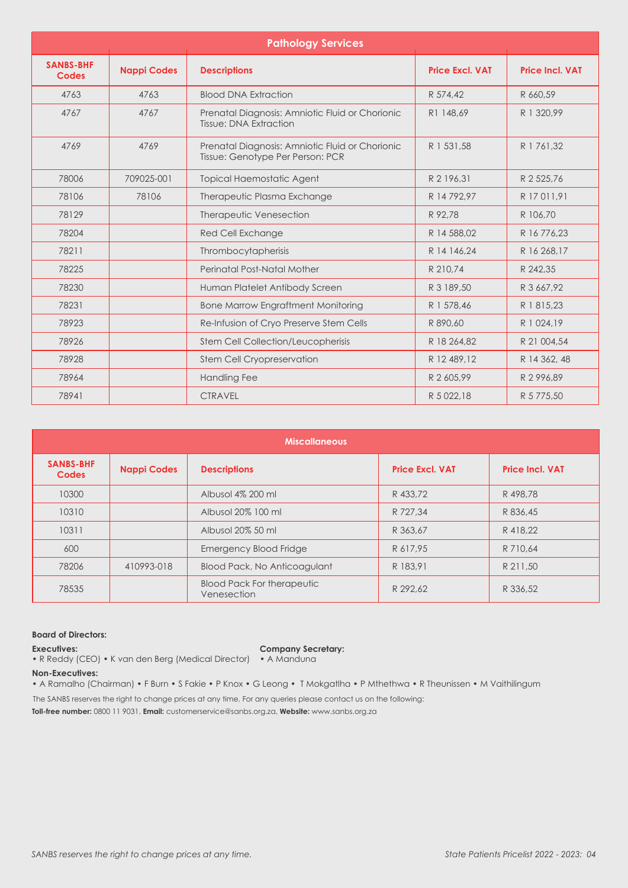| Pathology Services | | | | |
|---|---|---|---|---|
| **SANBS-BHF Codes** | **Nappi Codes** | **Descriptions** | **Price Excl. VAT** | **Price Incl. VAT** |
| 4763 | 4763 | Blood DNA Extraction | R 574,42 | R 660,59 |
| 4767 | 4767 | Prenatal Diagnosis: Amniotic Fluid or Chorionic Tissue: DNA Extraction | R1 148,69 | R 1 320,99 |
| 4769 | 4769 | Prenatal Diagnosis: Amniotic Fluid or Chorionic Tissue: Genotype Per Person: PCR | R 1 531,58 | R 1 761,32 |
| 78006 | 709025-001 | Topical Haemostatic Agent | R 2 196,31 | R 2 525,76 |
| 78106 | 78106 | Therapeutic Plasma Exchange | R 14 792,97 | R 17 011,91 |
| 78129 | | Therapeutic Venesection | R 92,78 | R 106,70 |
| 78204 | | Red Cell Exchange | R 14 588,02 | R 16 776,23 |
| 78211 | | Thrombocytapherisis | R 14 146,24 | R 16 268,17 |
| 78225 | | Perinatal Post-Natal Mother | R 210,74 | R 242,35 |
| 78230 | | Human Platelet Antibody Screen | R 3 189,50 | R 3 667,92 |
| 78231 | | Bone Marrow Engraftment Monitoring | R 1 578,46 | R 1 815,23 |
| 78923 | | Re-Infusion of Cryo Preserve Stem Cells | R 890,60 | R 1 024,19 |
| 78926 | | Stem Cell Collection/Leucopherisis | R 18 264,82 | R 21 004,54 |
| 78928 | | Stem Cell Cryopreservation | R 12 489,12 | R 14 362, 48 |
| 78964 | | Handling Fee | R 2 605,99 | R 2 996,89 |
| 78941 | | CTRAVEL | R 5 022,18 | R 5 775,50 |

| Miscallaneous | | | | |
|---|---|---|---|---|
| **SANBS-BHF Codes** | **Nappi Codes** | **Descriptions** | **Price Excl. VAT** | **Price Incl. VAT** |
| 10300 | | Albusol 4% 200 ml | R 433,72 | R 498,78 |
| 10310 | | Albusol 20% 100 ml | R 727,34 | R 836,45 |
| 10311 | | Albusol 20% 50 ml | R 363,67 | R 418,22 |
| 600 | | Emergency Blood Fridge | R 617,95 | R 710,64 |
| 78206 | 410993-018 | Blood Pack, No Anticoagulant | R 183,91 | R 211,50 |
| 78535 | | Blood Pack For therapeutic Venesection | R 292,62 | R 336,52 |

**Board of Directors:**

**Executives:**
• R Reddy (CEO) • K van den Berg (Medical Director)

**Company Secretary:**
• A Manduna

**Non-Executives:**
• A Ramalho (Chairman) • F Burn • S Fakie • P Knox • G Leong • T Mokgatlha • P Mthethwa • R Theunissen • M Vaithilingum

The SANBS reserves the right to change prices at any time. For any queries please contact us on the following:

**Toll-free number:** 0800 11 9031, **Email:** customerservice@sanbs.org.za, **Website:** www.sanbs.org.za